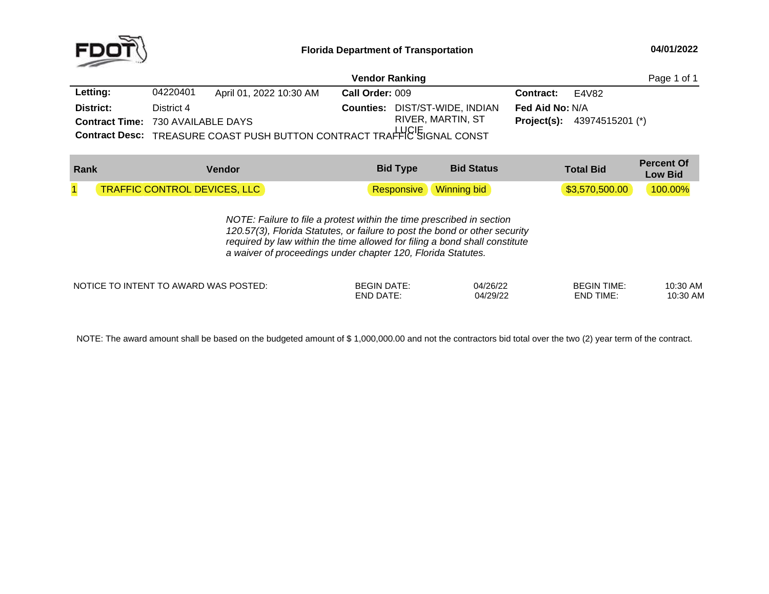**Florida Department of Transportation**

**04/01/2022**

## Vendor Ranking

| | | | | | |
|---|---|---|---|---|---|
| **Letting:** | 04220401 | April 01, 2022 10:30 AM | **Call Order:** 009 | **Contract:** | E4V82 |
| **District:** | District 4 | | **Counties:** DIST/ST-WIDE, INDIAN RIVER, MARTIN, ST LUCIE | **Fed Aid No:** | N/A |
| **Contract Time:** | 730 AVAILABLE DAYS | | | **Project(s):** | 43974515201 (*) |
| **Contract Desc:** | TREASURE COAST PUSH BUTTON CONTRACT TRAFFIC SIGNAL CONST | | | | |

| Rank | Vendor | Bid Type | Bid Status | Total Bid | Percent Of Low Bid |
|---|---|---|---|---|---|
| 1 | TRAFFIC CONTROL DEVICES, LLC | Responsive | Winning bid | $3,570,500.00 | 100.00% |

*NOTE: Failure to file a protest within the time prescribed in section 120.57(3), Florida Statutes, or failure to post the bond or other security required by law within the time allowed for filing a bond shall constitute a waiver of proceedings under chapter 120, Florida Statutes.*

| NOTICE TO INTENT TO AWARD WAS POSTED: | | | | |
|---|---|---|---|---|
| | BEGIN DATE: | 04/26/22 | BEGIN TIME: | 10:30 AM |
| | END DATE: | 04/29/22 | END TIME: | 10:30 AM |

NOTE: The award amount shall be based on the budgeted amount of $ 1,000,000.00 and not the contractors bid total over the two (2) year term of the contract.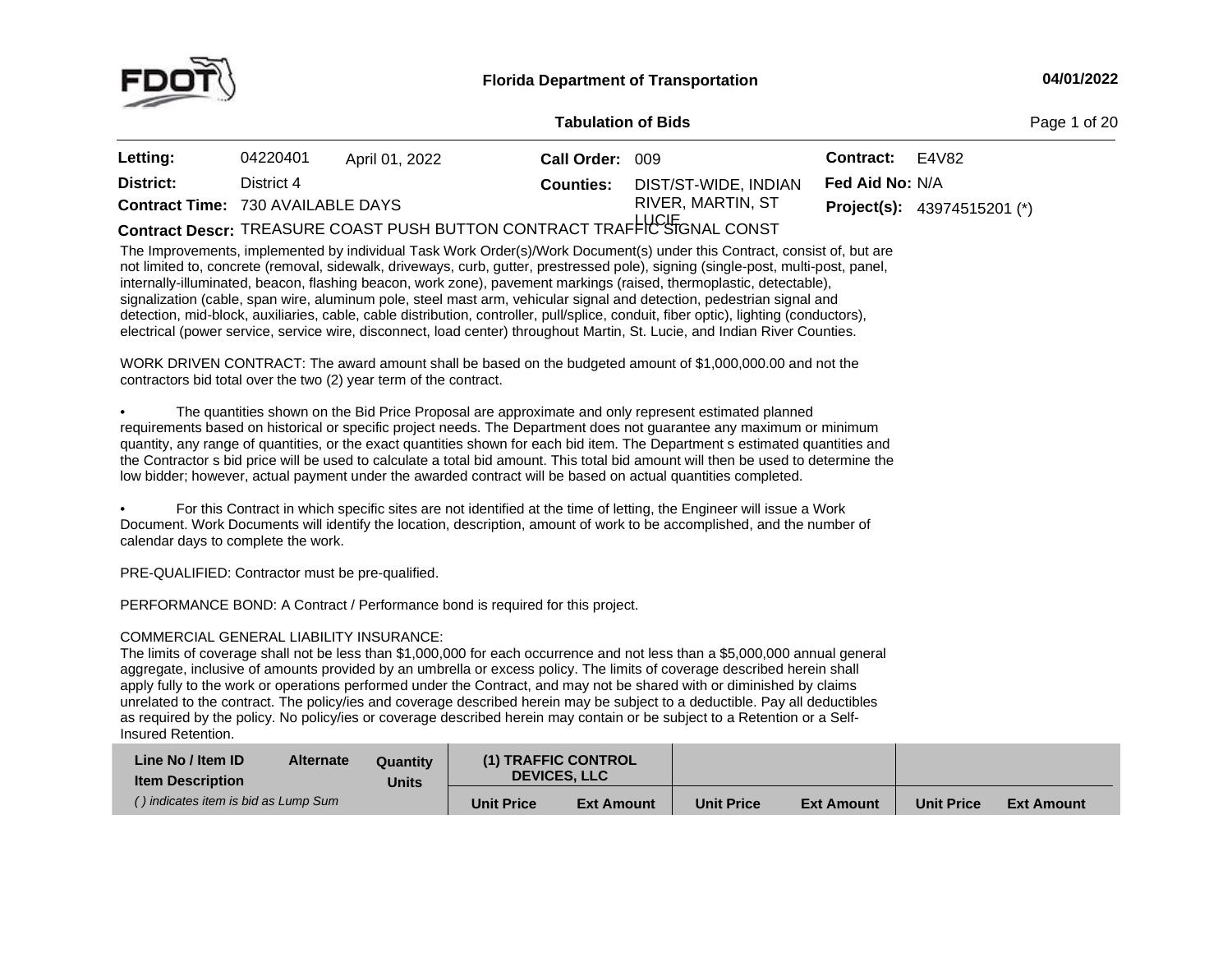**Florida Department of Transportation**

**04/01/2022**

**Tabulation of Bids**

| | | | | | |
|---|---|---|---|---|---|
| **Letting:** | 04220401 April 01, 2022 | **Call Order:** | 009 | **Contract:** | E4V82 |
| **District:** | District 4 | **Counties:** | DIST/ST-WIDE, INDIAN RIVER, MARTIN, ST LUCIE | **Fed Aid No:** | N/A |
| **Contract Time:** | 730 AVAILABLE DAYS | | | **Project(s):** | 43974515201 (*) |

**Contract Descr:** TREASURE COAST PUSH BUTTON CONTRACT TRAFFIC SIGNAL CONST

The Improvements, implemented by individual Task Work Order(s)/Work Document(s) under this Contract, consist of, but are not limited to, concrete (removal, sidewalk, driveways, curb, gutter, prestressed pole), signing (single-post, multi-post, panel, internally-illuminated, beacon, flashing beacon, work zone), pavement markings (raised, thermoplastic, detectable), signalization (cable, span wire, aluminum pole, steel mast arm, vehicular signal and detection, pedestrian signal and detection, mid-block, auxiliaries, cable, cable distribution, controller, pull/splice, conduit, fiber optic), lighting (conductors), electrical (power service, service wire, disconnect, load center) throughout Martin, St. Lucie, and Indian River Counties.

WORK DRIVEN CONTRACT: The award amount shall be based on the budgeted amount of $1,000,000.00 and not the contractors bid total over the two (2) year term of the contract.

- The quantities shown on the Bid Price Proposal are approximate and only represent estimated planned requirements based on historical or specific project needs. The Department does not guarantee any maximum or minimum quantity, any range of quantities, or the exact quantities shown for each bid item. The Department s estimated quantities and the Contractor s bid price will be used to calculate a total bid amount. This total bid amount will then be used to determine the low bidder; however, actual payment under the awarded contract will be based on actual quantities completed.

- For this Contract in which specific sites are not identified at the time of letting, the Engineer will issue a Work Document. Work Documents will identify the location, description, amount of work to be accomplished, and the number of calendar days to complete the work.

PRE-QUALIFIED: Contractor must be pre-qualified.

PERFORMANCE BOND: A Contract / Performance bond is required for this project.

COMMERCIAL GENERAL LIABILITY INSURANCE:
The limits of coverage shall not be less than $1,000,000 for each occurrence and not less than a $5,000,000 annual general aggregate, inclusive of amounts provided by an umbrella or excess policy. The limits of coverage described herein shall apply fully to the work or operations performed under the Contract, and may not be shared with or diminished by claims unrelated to the contract. The policy/ies and coverage described herein may be subject to a deductible. Pay all deductibles as required by the policy. No policy/ies or coverage described herein may contain or be subject to a Retention or a Self-Insured Retention.

| Line No / Item ID<br>Item Description<br>*( ) indicates item is bid as Lump Sum* | Alternate | Quantity<br>Units | (1) TRAFFIC CONTROL DEVICES, LLC | | | | | |
|---|---|---|---|---|---|---|---|---|
| | | | Unit Price | Ext Amount | Unit Price | Ext Amount | Unit Price | Ext Amount |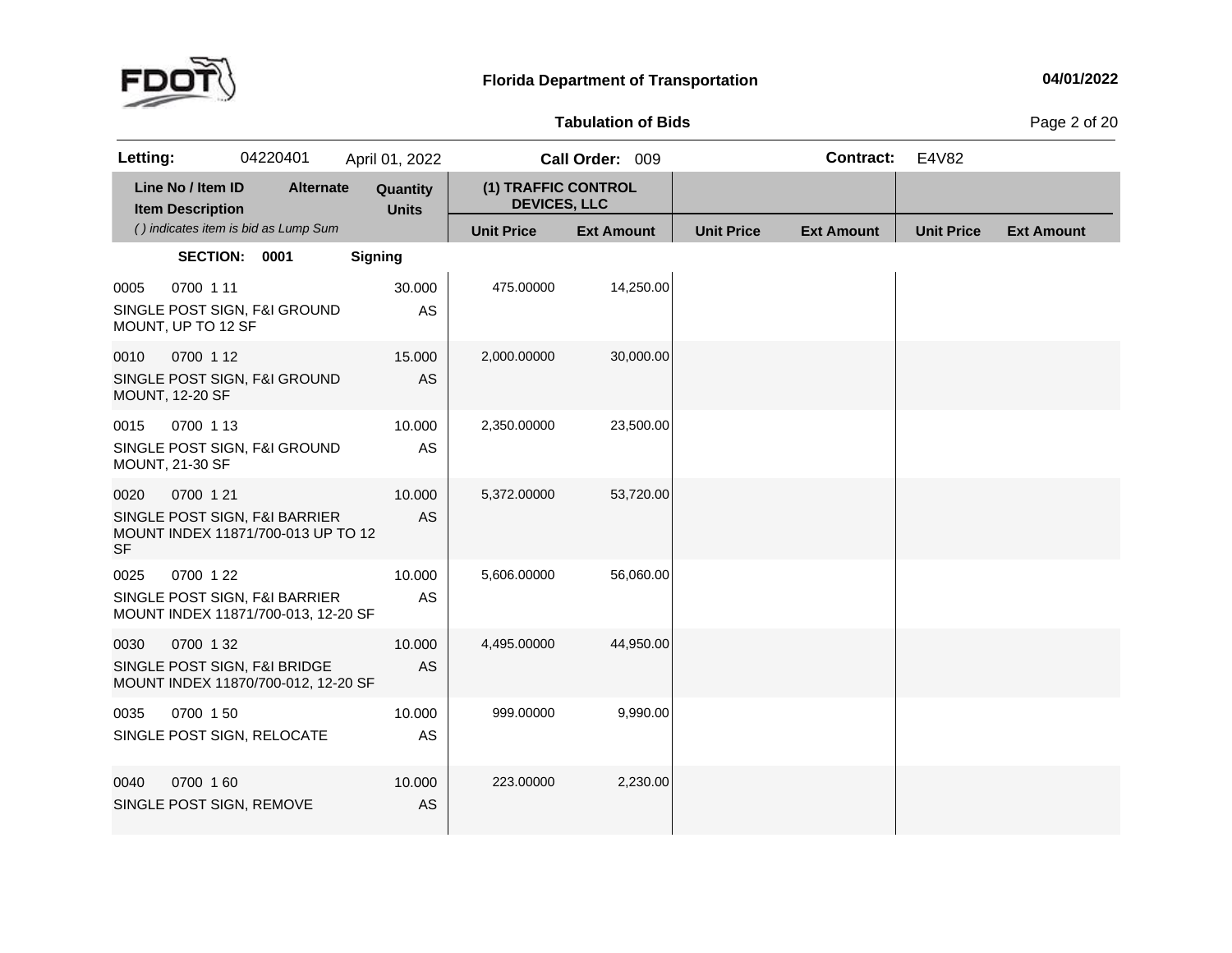**Florida Department of Transportation** — 04/01/2022

**Tabulation of Bids**

| Letting: | 04220401 | April 01, 2022 | Call Order: 009 | Contract: | E4V82 |
|---|---|---|---|---|---|

| Line No / Item ID | Item Description | Alternate | Quantity | Units | (1) TRAFFIC CONTROL DEVICES, LLC Unit Price | (1) TRAFFIC CONTROL DEVICES, LLC Ext Amount | Unit Price | Ext Amount | Unit Price | Ext Amount |
|---|---|---|---|---|---|---|---|---|---|---|
| *( ) indicates item is bid as Lump Sum* | | | | | | | | | | |
| **SECTION: 0001** | **Signing** | | | | | | | | | |
| 0005 0700 1 11 | SINGLE POST SIGN, F&I GROUND MOUNT, UP TO 12 SF | | 30.000 | AS | 475.00000 | 14,250.00 | | | | |
| 0010 0700 1 12 | SINGLE POST SIGN, F&I GROUND MOUNT, 12-20 SF | | 15.000 | AS | 2,000.00000 | 30,000.00 | | | | |
| 0015 0700 1 13 | SINGLE POST SIGN, F&I GROUND MOUNT, 21-30 SF | | 10.000 | AS | 2,350.00000 | 23,500.00 | | | | |
| 0020 0700 1 21 | SINGLE POST SIGN, F&I BARRIER MOUNT INDEX 11871/700-013 UP TO 12 SF | | 10.000 | AS | 5,372.00000 | 53,720.00 | | | | |
| 0025 0700 1 22 | SINGLE POST SIGN, F&I BARRIER MOUNT INDEX 11871/700-013, 12-20 SF | | 10.000 | AS | 5,606.00000 | 56,060.00 | | | | |
| 0030 0700 1 32 | SINGLE POST SIGN, F&I BRIDGE MOUNT INDEX 11870/700-012, 12-20 SF | | 10.000 | AS | 4,495.00000 | 44,950.00 | | | | |
| 0035 0700 1 50 | SINGLE POST SIGN, RELOCATE | | 10.000 | AS | 999.00000 | 9,990.00 | | | | |
| 0040 0700 1 60 | SINGLE POST SIGN, REMOVE | | 10.000 | AS | 223.00000 | 2,230.00 | | | | |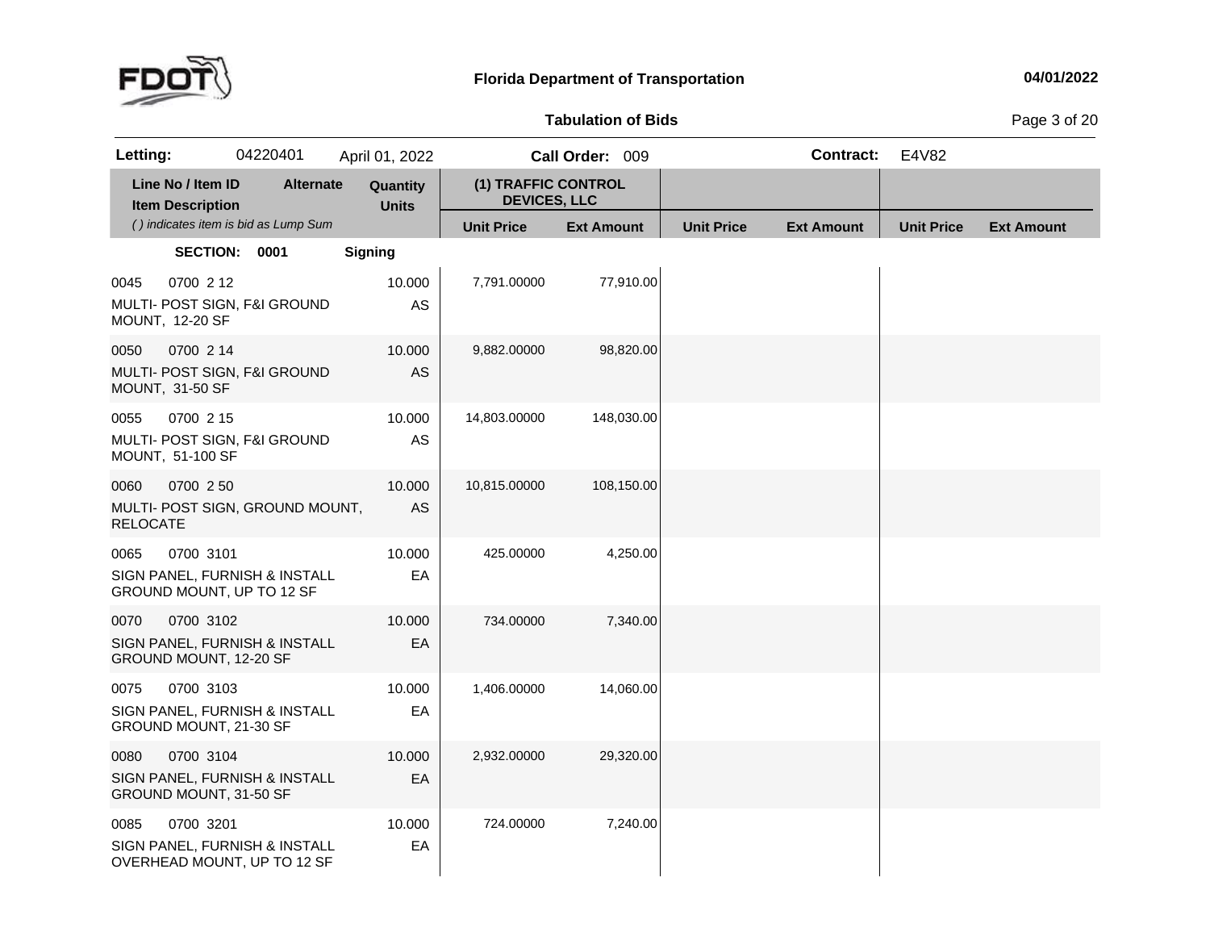**Tabulation of Bids**

| **Letting:** | 04220401 | April 01, 2022 | **Call Order:** 009 | **Contract:** E4V82 |
|---|---|---|---|---|

| Line No / Item ID / Item Description | Alternate | Quantity / Units | (1) TRAFFIC CONTROL DEVICES, LLC Unit Price | (1) TRAFFIC CONTROL DEVICES, LLC Ext Amount | Unit Price | Ext Amount | Unit Price | Ext Amount |
|---|---|---|---|---|---|---|---|---|
| *( ) indicates item is bid as Lump Sum* | | | | | | | | |
| **SECTION: 0001** | | **Signing** | | | | | | |
| 0045 0700 2 12 MULTI- POST SIGN, F&I GROUND MOUNT, 12-20 SF | | 10.000 AS | 7,791.00000 | 77,910.00 | | | | |
| 0050 0700 2 14 MULTI- POST SIGN, F&I GROUND MOUNT, 31-50 SF | | 10.000 AS | 9,882.00000 | 98,820.00 | | | | |
| 0055 0700 2 15 MULTI- POST SIGN, F&I GROUND MOUNT, 51-100 SF | | 10.000 AS | 14,803.00000 | 148,030.00 | | | | |
| 0060 0700 2 50 MULTI- POST SIGN, GROUND MOUNT, RELOCATE | | 10.000 AS | 10,815.00000 | 108,150.00 | | | | |
| 0065 0700 3101 SIGN PANEL, FURNISH & INSTALL GROUND MOUNT, UP TO 12 SF | | 10.000 EA | 425.00000 | 4,250.00 | | | | |
| 0070 0700 3102 SIGN PANEL, FURNISH & INSTALL GROUND MOUNT, 12-20 SF | | 10.000 EA | 734.00000 | 7,340.00 | | | | |
| 0075 0700 3103 SIGN PANEL, FURNISH & INSTALL GROUND MOUNT, 21-30 SF | | 10.000 EA | 1,406.00000 | 14,060.00 | | | | |
| 0080 0700 3104 SIGN PANEL, FURNISH & INSTALL GROUND MOUNT, 31-50 SF | | 10.000 EA | 2,932.00000 | 29,320.00 | | | | |
| 0085 0700 3201 SIGN PANEL, FURNISH & INSTALL OVERHEAD MOUNT, UP TO 12 SF | | 10.000 EA | 724.00000 | 7,240.00 | | | | |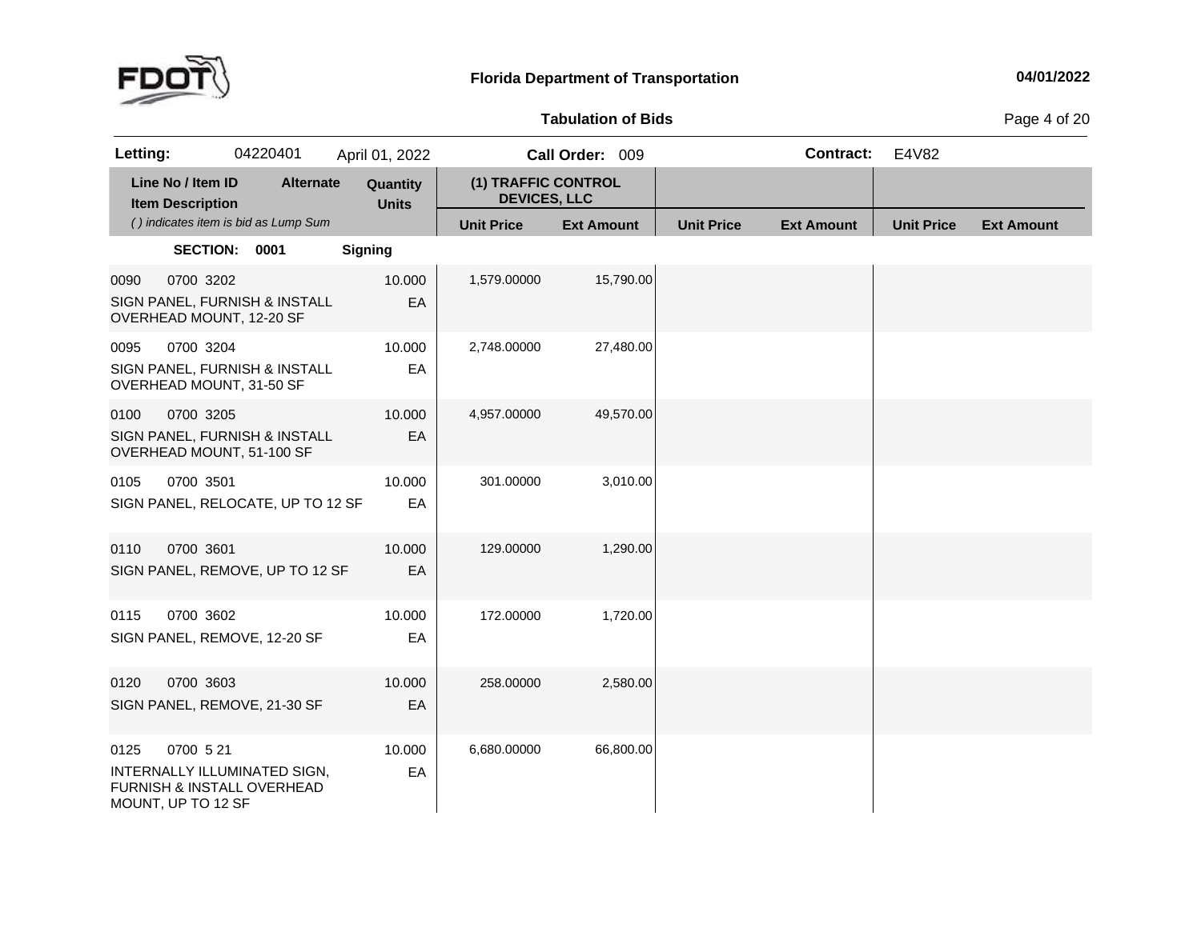**Florida Department of Transportation**

**Tabulation of Bids**

| **Letting:** | 04220401 | April 01, 2022 | **Call Order:** 009 | **Contract:** E4V82 |
|---|---|---|---|---|

| Line No / Item ID<br>Item Description<br>*( ) indicates item is bid as Lump Sum* | Alternate | Quantity<br>Units | (1) TRAFFIC CONTROL DEVICES, LLC<br>Unit Price | <br>Ext Amount | <br>Unit Price | <br>Ext Amount | <br>Unit Price | <br>Ext Amount |
|---|---|---|---|---|---|---|---|---|
| **SECTION: 0001** | | **Signing** | | | | | | |
| 0090 0700 3202<br>SIGN PANEL, FURNISH & INSTALL OVERHEAD MOUNT, 12-20 SF | | 10.000<br>EA | 1,579.00000 | 15,790.00 | | | | |
| 0095 0700 3204<br>SIGN PANEL, FURNISH & INSTALL OVERHEAD MOUNT, 31-50 SF | | 10.000<br>EA | 2,748.00000 | 27,480.00 | | | | |
| 0100 0700 3205<br>SIGN PANEL, FURNISH & INSTALL OVERHEAD MOUNT, 51-100 SF | | 10.000<br>EA | 4,957.00000 | 49,570.00 | | | | |
| 0105 0700 3501<br>SIGN PANEL, RELOCATE, UP TO 12 SF | | 10.000<br>EA | 301.00000 | 3,010.00 | | | | |
| 0110 0700 3601<br>SIGN PANEL, REMOVE, UP TO 12 SF | | 10.000<br>EA | 129.00000 | 1,290.00 | | | | |
| 0115 0700 3602<br>SIGN PANEL, REMOVE, 12-20 SF | | 10.000<br>EA | 172.00000 | 1,720.00 | | | | |
| 0120 0700 3603<br>SIGN PANEL, REMOVE, 21-30 SF | | 10.000<br>EA | 258.00000 | 2,580.00 | | | | |
| 0125 0700 5 21<br>INTERNALLY ILLUMINATED SIGN, FURNISH & INSTALL OVERHEAD MOUNT, UP TO 12 SF | | 10.000<br>EA | 6,680.00000 | 66,800.00 | | | | |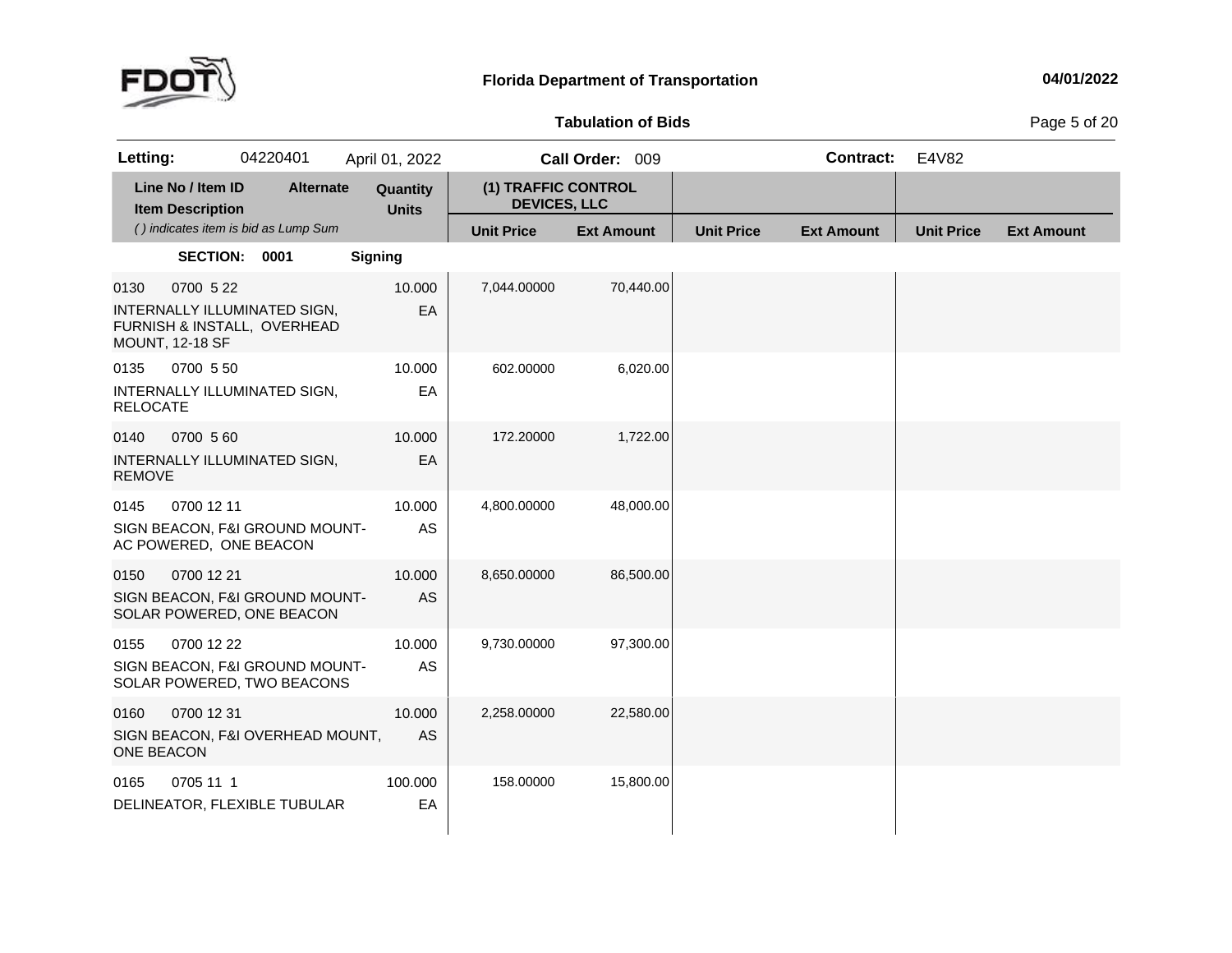**Florida Department of Transportation**

**04/01/2022**

**Tabulation of Bids**

| **Letting:** | 04220401 | April 01, 2022 | **Call Order:** 009 | **Contract:** E4V82 |
|---|---|---|---|---|

| Line No / Item ID<br>Item Description<br>*( ) indicates item is bid as Lump Sum* | Alternate | Quantity<br>Units | (1) TRAFFIC CONTROL DEVICES, LLC | | | | | |
|---|---|---|---|---|---|---|---|---|
| | | | Unit Price | Ext Amount | Unit Price | Ext Amount | Unit Price | Ext Amount |
| **SECTION: 0001** | | **Signing** | | | | | | |
| 0130 0700 5 22<br>INTERNALLY ILLUMINATED SIGN, FURNISH & INSTALL, OVERHEAD MOUNT, 12-18 SF | | 10.000<br>EA | 7,044.00000 | 70,440.00 | | | | |
| 0135 0700 5 50<br>INTERNALLY ILLUMINATED SIGN, RELOCATE | | 10.000<br>EA | 602.00000 | 6,020.00 | | | | |
| 0140 0700 5 60<br>INTERNALLY ILLUMINATED SIGN, REMOVE | | 10.000<br>EA | 172.20000 | 1,722.00 | | | | |
| 0145 0700 12 11<br>SIGN BEACON, F&I GROUND MOUNT-AC POWERED, ONE BEACON | | 10.000<br>AS | 4,800.00000 | 48,000.00 | | | | |
| 0150 0700 12 21<br>SIGN BEACON, F&I GROUND MOUNT-SOLAR POWERED, ONE BEACON | | 10.000<br>AS | 8,650.00000 | 86,500.00 | | | | |
| 0155 0700 12 22<br>SIGN BEACON, F&I GROUND MOUNT-SOLAR POWERED, TWO BEACONS | | 10.000<br>AS | 9,730.00000 | 97,300.00 | | | | |
| 0160 0700 12 31<br>SIGN BEACON, F&I OVERHEAD MOUNT, ONE BEACON | | 10.000<br>AS | 2,258.00000 | 22,580.00 | | | | |
| 0165 0705 11 1<br>DELINEATOR, FLEXIBLE TUBULAR | | 100.000<br>EA | 158.00000 | 15,800.00 | | | | |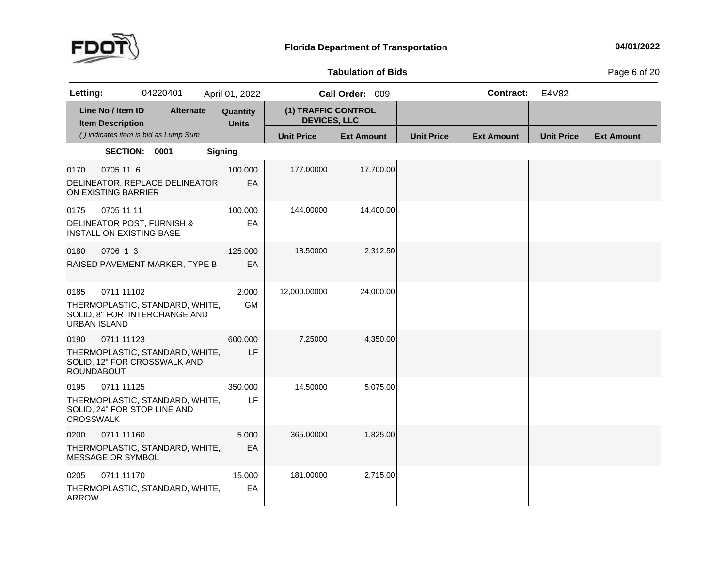**Florida Department of Transportation** 04/01/2022

**Tabulation of Bids**

| **Letting:** 04220401 | April 01, 2022 | **Call Order:** 009 | **Contract:** E4V82 |
|---|---|---|---|

| Line No / Item ID / Item Description | Alternate | Quantity / Units | (1) TRAFFIC CONTROL DEVICES, LLC Unit Price | Ext Amount | Unit Price | Ext Amount | Unit Price | Ext Amount |
|---|---|---|---|---|---|---|---|---|
| *( ) indicates item is bid as Lump Sum* | | | | | | | | |
| **SECTION: 0001** | | **Signing** | | | | | | |
| 0170 0705 11 6 DELINEATOR, REPLACE DELINEATOR ON EXISTING BARRIER | | 100.000 EA | 177.00000 | 17,700.00 | | | | |
| 0175 0705 11 11 DELINEATOR POST, FURNISH & INSTALL ON EXISTING BASE | | 100.000 EA | 144.00000 | 14,400.00 | | | | |
| 0180 0706 1 3 RAISED PAVEMENT MARKER, TYPE B | | 125.000 EA | 18.50000 | 2,312.50 | | | | |
| 0185 0711 11102 THERMOPLASTIC, STANDARD, WHITE, SOLID, 8" FOR INTERCHANGE AND URBAN ISLAND | | 2.000 GM | 12,000.00000 | 24,000.00 | | | | |
| 0190 0711 11123 THERMOPLASTIC, STANDARD, WHITE, SOLID, 12" FOR CROSSWALK AND ROUNDABOUT | | 600.000 LF | 7.25000 | 4,350.00 | | | | |
| 0195 0711 11125 THERMOPLASTIC, STANDARD, WHITE, SOLID, 24" FOR STOP LINE AND CROSSWALK | | 350.000 LF | 14.50000 | 5,075.00 | | | | |
| 0200 0711 11160 THERMOPLASTIC, STANDARD, WHITE, MESSAGE OR SYMBOL | | 5.000 EA | 365.00000 | 1,825.00 | | | | |
| 0205 0711 11170 THERMOPLASTIC, STANDARD, WHITE, ARROW | | 15.000 EA | 181.00000 | 2,715.00 | | | | |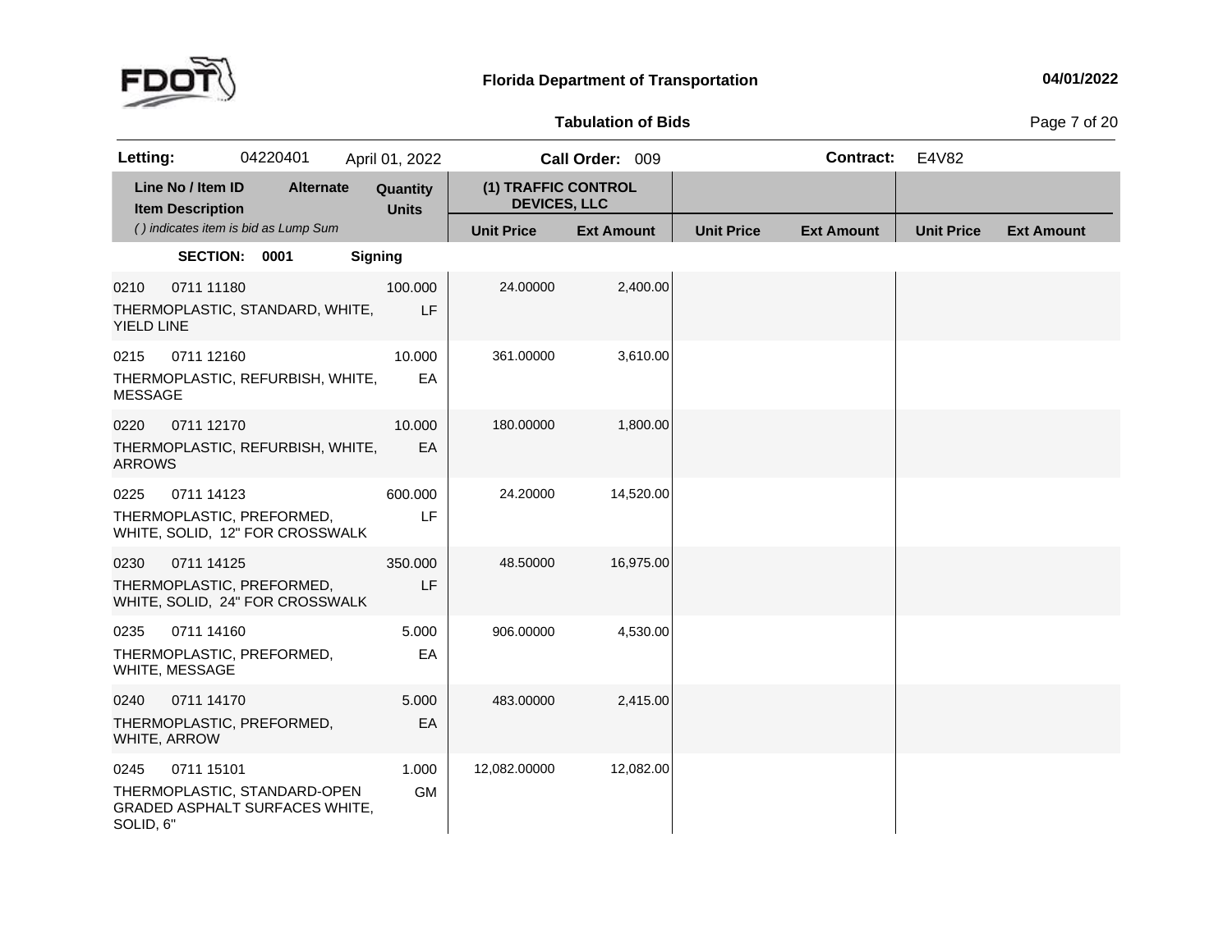# Florida Department of Transportation

04/01/2022

## Tabulation of Bids

**Letting:** 04220401 April 01, 2022 **Call Order:** 009 **Contract:** E4V82

| Line No / Item ID<br>Item Description<br>*( ) indicates item is bid as Lump Sum* | Alternate | Quantity<br>Units | (1) TRAFFIC CONTROL DEVICES, LLC | | | | | |
|---|---|---|---|---|---|---|---|---|
| | | | Unit Price | Ext Amount | Unit Price | Ext Amount | Unit Price | Ext Amount |
| **SECTION: 0001** **Signing** | | | | | | | | |
| 0210 0711 11180<br>THERMOPLASTIC, STANDARD, WHITE, YIELD LINE | | 100.000<br>LF | 24.00000 | 2,400.00 | | | | |
| 0215 0711 12160<br>THERMOPLASTIC, REFURBISH, WHITE, MESSAGE | | 10.000<br>EA | 361.00000 | 3,610.00 | | | | |
| 0220 0711 12170<br>THERMOPLASTIC, REFURBISH, WHITE, ARROWS | | 10.000<br>EA | 180.00000 | 1,800.00 | | | | |
| 0225 0711 14123<br>THERMOPLASTIC, PREFORMED, WHITE, SOLID, 12" FOR CROSSWALK | | 600.000<br>LF | 24.20000 | 14,520.00 | | | | |
| 0230 0711 14125<br>THERMOPLASTIC, PREFORMED, WHITE, SOLID, 24" FOR CROSSWALK | | 350.000<br>LF | 48.50000 | 16,975.00 | | | | |
| 0235 0711 14160<br>THERMOPLASTIC, PREFORMED, WHITE, MESSAGE | | 5.000<br>EA | 906.00000 | 4,530.00 | | | | |
| 0240 0711 14170<br>THERMOPLASTIC, PREFORMED, WHITE, ARROW | | 5.000<br>EA | 483.00000 | 2,415.00 | | | | |
| 0245 0711 15101<br>THERMOPLASTIC, STANDARD-OPEN GRADED ASPHALT SURFACES WHITE, SOLID, 6" | | 1.000<br>GM | 12,082.00000 | 12,082.00 | | | | |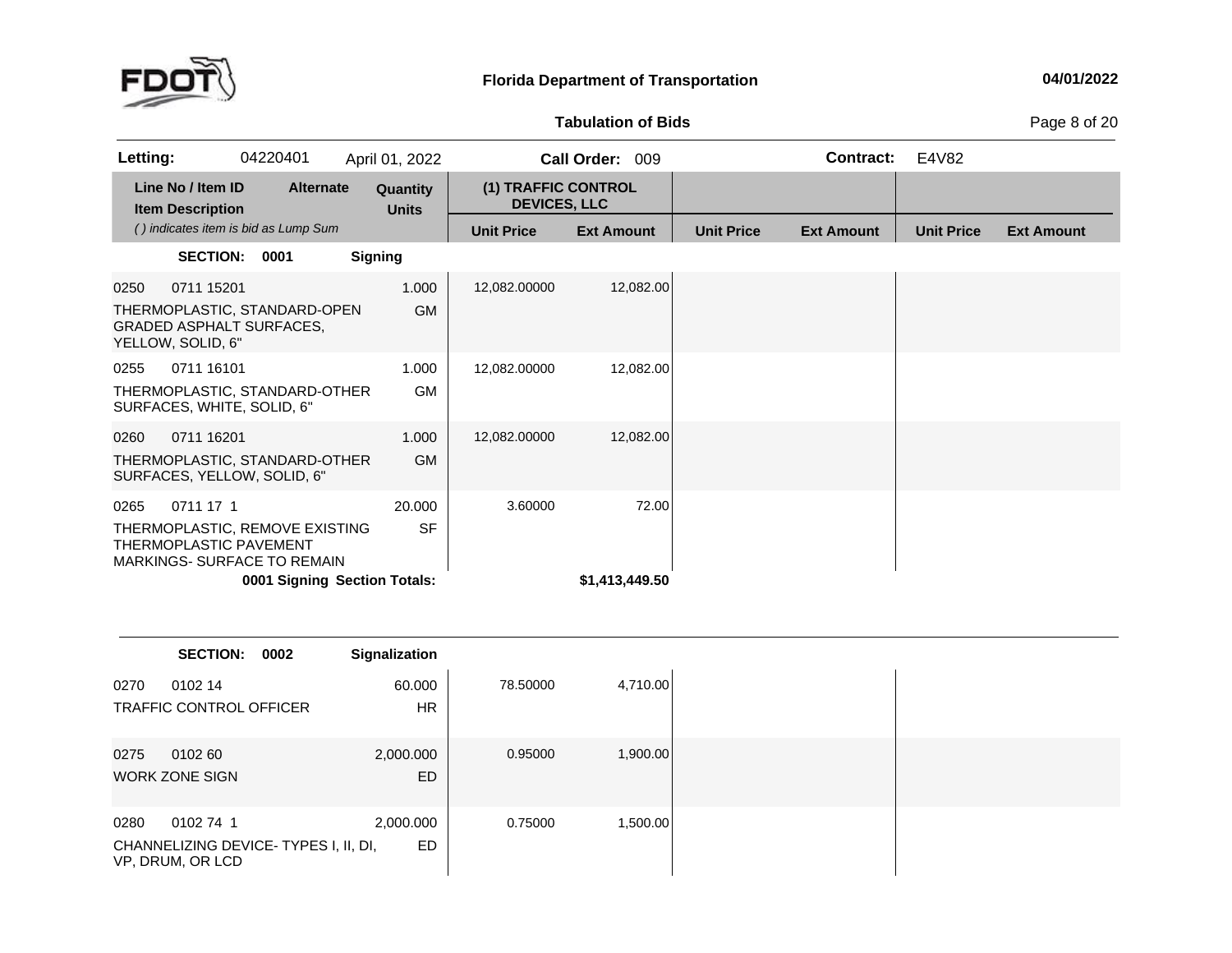**Florida Department of Transportation**

**Tabulation of Bids**

| **Letting:** | 04220401 | April 01, 2022 | **Call Order:** 009 | **Contract:** | E4V82 |
|---|---|---|---|---|---|

| Line No / Item ID | Item Description | Alternate | Quantity / Units | (1) TRAFFIC CONTROL DEVICES, LLC Unit Price | (1) TRAFFIC CONTROL DEVICES, LLC Ext Amount | Unit Price | Ext Amount | Unit Price | Ext Amount |
|---|---|---|---|---|---|---|---|---|---|
| | *( ) indicates item is bid as Lump Sum* | | | | | | | | |
| **SECTION: 0001** | **Signing** | | | | | | | | |
| 0250 0711 15201 | THERMOPLASTIC, STANDARD-OPEN GRADED ASPHALT SURFACES, YELLOW, SOLID, 6" | | 1.000 GM | 12,082.00000 | 12,082.00 | | | | |
| 0255 0711 16101 | THERMOPLASTIC, STANDARD-OTHER SURFACES, WHITE, SOLID, 6" | | 1.000 GM | 12,082.00000 | 12,082.00 | | | | |
| 0260 0711 16201 | THERMOPLASTIC, STANDARD-OTHER SURFACES, YELLOW, SOLID, 6" | | 1.000 GM | 12,082.00000 | 12,082.00 | | | | |
| 0265 0711 17 1 | THERMOPLASTIC, REMOVE EXISTING THERMOPLASTIC PAVEMENT MARKINGS- SURFACE TO REMAIN | | 20.000 SF | 3.60000 | 72.00 | | | | |
| | **0001 Signing Section Totals:** | | | | **$1,413,449.50** | | | | |
| **SECTION: 0002** | **Signalization** | | | | | | | | |
| 0270 0102 14 | TRAFFIC CONTROL OFFICER | | 60.000 HR | 78.50000 | 4,710.00 | | | | |
| 0275 0102 60 | WORK ZONE SIGN | | 2,000.000 ED | 0.95000 | 1,900.00 | | | | |
| 0280 0102 74 1 | CHANNELIZING DEVICE- TYPES I, II, DI, VP, DRUM, OR LCD | | 2,000.000 ED | 0.75000 | 1,500.00 | | | | |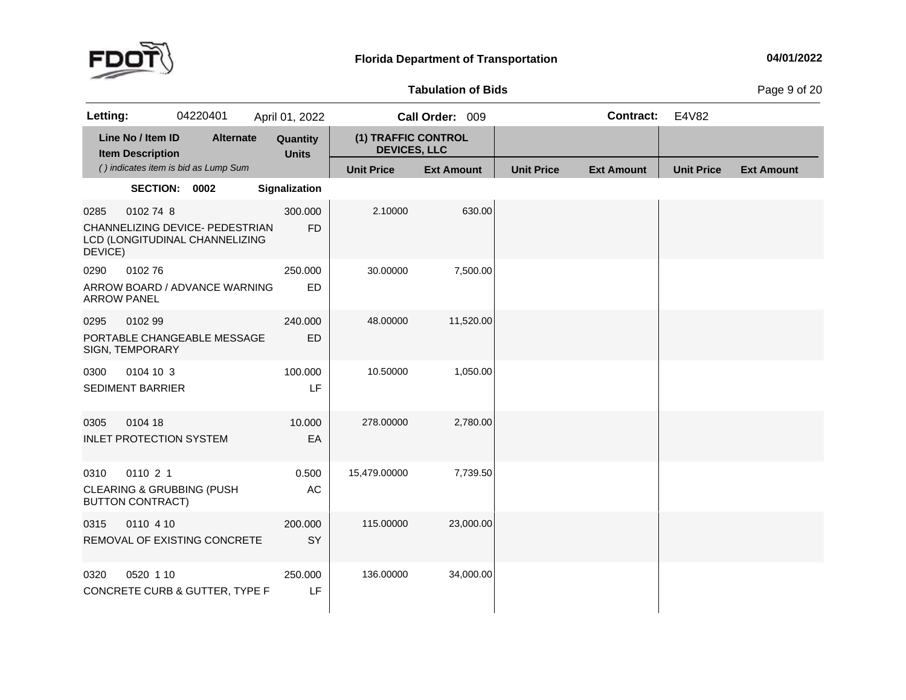**Florida Department of Transportation** 04/01/2022

**Tabulation of Bids**

**Letting:** 04220401 April 01, 2022 **Call Order:** 009 **Contract:** E4V82

| Line No / Item ID / Item Description ( ) indicates item is bid as Lump Sum | Alternate | Quantity Units | (1) TRAFFIC CONTROL DEVICES, LLC | | | | | |
|---|---|---|---|---|---|---|---|---|
| | | | Unit Price | Ext Amount | Unit Price | Ext Amount | Unit Price | Ext Amount |
| **SECTION: 0002** | | **Signalization** | | | | | | |
| 0285 0102 74 8 CHANNELIZING DEVICE- PEDESTRIAN LCD (LONGITUDINAL CHANNELIZING DEVICE) | | 300.000 FD | 2.10000 | 630.00 | | | | |
| 0290 0102 76 ARROW BOARD / ADVANCE WARNING ARROW PANEL | | 250.000 ED | 30.00000 | 7,500.00 | | | | |
| 0295 0102 99 PORTABLE CHANGEABLE MESSAGE SIGN, TEMPORARY | | 240.000 ED | 48.00000 | 11,520.00 | | | | |
| 0300 0104 10 3 SEDIMENT BARRIER | | 100.000 LF | 10.50000 | 1,050.00 | | | | |
| 0305 0104 18 INLET PROTECTION SYSTEM | | 10.000 EA | 278.00000 | 2,780.00 | | | | |
| 0310 0110 2 1 CLEARING & GRUBBING (PUSH BUTTON CONTRACT) | | 0.500 AC | 15,479.00000 | 7,739.50 | | | | |
| 0315 0110 4 10 REMOVAL OF EXISTING CONCRETE | | 200.000 SY | 115.00000 | 23,000.00 | | | | |
| 0320 0520 1 10 CONCRETE CURB & GUTTER, TYPE F | | 250.000 LF | 136.00000 | 34,000.00 | | | | |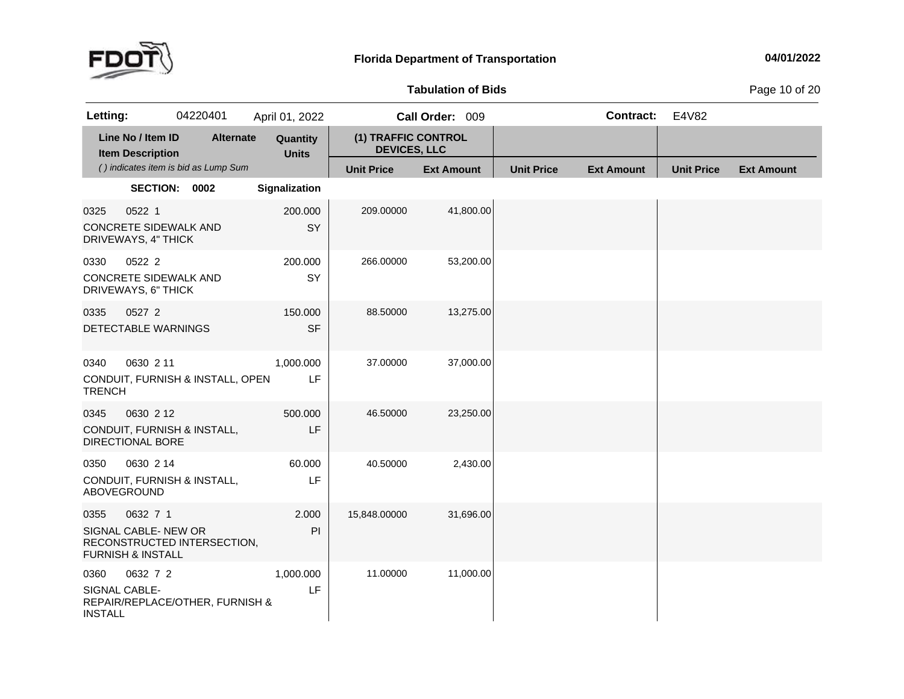**Florida Department of Transportation** — 04/01/2022

**Tabulation of Bids**

| Letting: | 04220401 | April 01, 2022 | Call Order: 009 | Contract: | E4V82 |
|---|---|---|---|---|---|

| Line No / Item ID<br>Item Description<br>*( ) indicates item is bid as Lump Sum* | Alternate | Quantity<br>Units | (1) TRAFFIC CONTROL DEVICES, LLC<br>Unit Price | <br>Ext Amount | <br>Unit Price | <br>Ext Amount | <br>Unit Price | <br>Ext Amount |
|---|---|---|---|---|---|---|---|---|
| **SECTION: 0002** | | **Signalization** | | | | | | |
| 0325 0522 1<br>CONCRETE SIDEWALK AND DRIVEWAYS, 4" THICK | | 200.000<br>SY | 209.00000 | 41,800.00 | | | | |
| 0330 0522 2<br>CONCRETE SIDEWALK AND DRIVEWAYS, 6" THICK | | 200.000<br>SY | 266.00000 | 53,200.00 | | | | |
| 0335 0527 2<br>DETECTABLE WARNINGS | | 150.000<br>SF | 88.50000 | 13,275.00 | | | | |
| 0340 0630 2 11<br>CONDUIT, FURNISH & INSTALL, OPEN TRENCH | | 1,000.000<br>LF | 37.00000 | 37,000.00 | | | | |
| 0345 0630 2 12<br>CONDUIT, FURNISH & INSTALL, DIRECTIONAL BORE | | 500.000<br>LF | 46.50000 | 23,250.00 | | | | |
| 0350 0630 2 14<br>CONDUIT, FURNISH & INSTALL, ABOVEGROUND | | 60.000<br>LF | 40.50000 | 2,430.00 | | | | |
| 0355 0632 7 1<br>SIGNAL CABLE- NEW OR RECONSTRUCTED INTERSECTION, FURNISH & INSTALL | | 2.000<br>PI | 15,848.00000 | 31,696.00 | | | | |
| 0360 0632 7 2<br>SIGNAL CABLE- REPAIR/REPLACE/OTHER, FURNISH & INSTALL | | 1,000.000<br>LF | 11.00000 | 11,000.00 | | | | |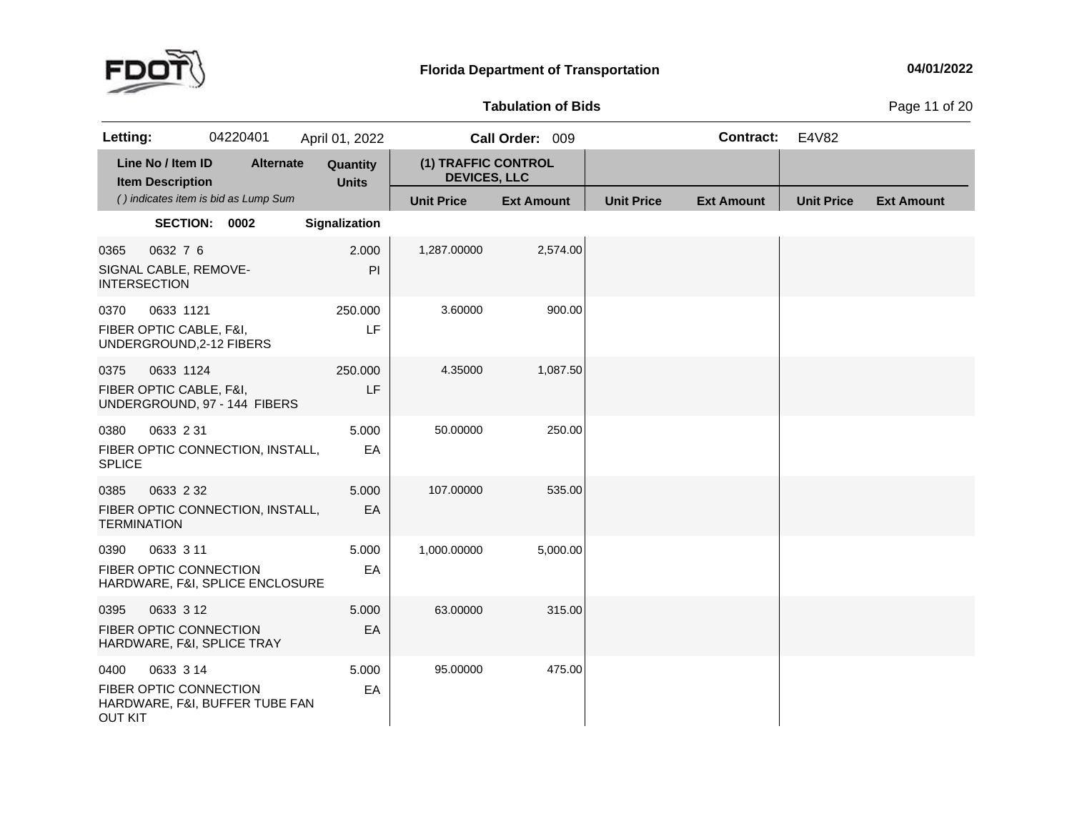# Florida Department of Transportation

04/01/2022

## Tabulation of Bids

**Letting:** 04220401 April 01, 2022 **Call Order:** 009 **Contract:** E4V82

| Line No / Item ID | Item Description | Alternate | Quantity / Units | (1) TRAFFIC CONTROL DEVICES, LLC Unit Price | (1) TRAFFIC CONTROL DEVICES, LLC Ext Amount | Unit Price | Ext Amount | Unit Price | Ext Amount |
|---|---|---|---|---|---|---|---|---|---|
| *( ) indicates item is bid as Lump Sum* | | | | | | | | | |
| **SECTION: 0002** | | | **Signalization** | | | | | | |
| 0365 0632 7 6 | SIGNAL CABLE, REMOVE-INTERSECTION | | 2.000 PI | 1,287.00000 | 2,574.00 | | | | |
| 0370 0633 1121 | FIBER OPTIC CABLE, F&I, UNDERGROUND,2-12 FIBERS | | 250.000 LF | 3.60000 | 900.00 | | | | |
| 0375 0633 1124 | FIBER OPTIC CABLE, F&I, UNDERGROUND, 97 - 144 FIBERS | | 250.000 LF | 4.35000 | 1,087.50 | | | | |
| 0380 0633 2 31 | FIBER OPTIC CONNECTION, INSTALL, SPLICE | | 5.000 EA | 50.00000 | 250.00 | | | | |
| 0385 0633 2 32 | FIBER OPTIC CONNECTION, INSTALL, TERMINATION | | 5.000 EA | 107.00000 | 535.00 | | | | |
| 0390 0633 3 11 | FIBER OPTIC CONNECTION HARDWARE, F&I, SPLICE ENCLOSURE | | 5.000 EA | 1,000.00000 | 5,000.00 | | | | |
| 0395 0633 3 12 | FIBER OPTIC CONNECTION HARDWARE, F&I, SPLICE TRAY | | 5.000 EA | 63.00000 | 315.00 | | | | |
| 0400 0633 3 14 | FIBER OPTIC CONNECTION HARDWARE, F&I, BUFFER TUBE FAN OUT KIT | | 5.000 EA | 95.00000 | 475.00 | | | | |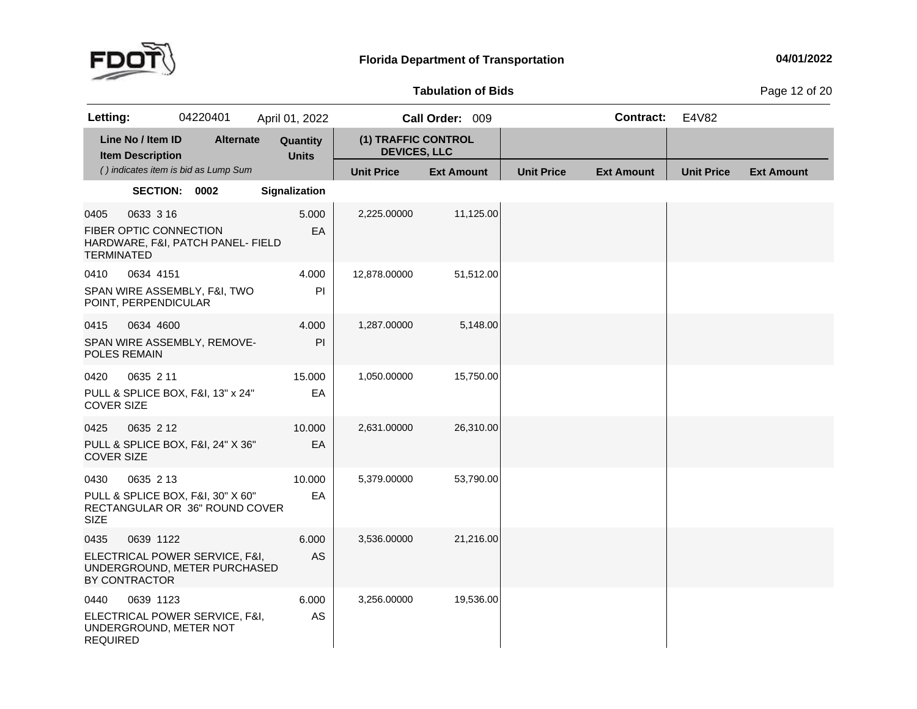**Florida Department of Transportation**

**Tabulation of Bids**

| **Letting:** | 04220401 | April 01, 2022 | **Call Order:** 009 | **Contract:** | E4V82 |
|---|---|---|---|---|---|

| Line No / Item ID | Item Description | Alternate | Quantity | Units | (1) TRAFFIC CONTROL DEVICES, LLC Unit Price | (1) TRAFFIC CONTROL DEVICES, LLC Ext Amount | Unit Price | Ext Amount | Unit Price | Ext Amount |
|---|---|---|---|---|---|---|---|---|---|---|
| *( ) indicates item is bid as Lump Sum* | | | | | | | | | | |
| **SECTION: 0002** | **Signalization** | | | | | | | | | |
| 0405 0633 3 16 | FIBER OPTIC CONNECTION HARDWARE, F&I, PATCH PANEL- FIELD TERMINATED | | 5.000 | EA | 2,225.00000 | 11,125.00 | | | | |
| 0410 0634 4151 | SPAN WIRE ASSEMBLY, F&I, TWO POINT, PERPENDICULAR | | 4.000 | PI | 12,878.00000 | 51,512.00 | | | | |
| 0415 0634 4600 | SPAN WIRE ASSEMBLY, REMOVE- POLES REMAIN | | 4.000 | PI | 1,287.00000 | 5,148.00 | | | | |
| 0420 0635 2 11 | PULL & SPLICE BOX, F&I, 13" x 24" COVER SIZE | | 15.000 | EA | 1,050.00000 | 15,750.00 | | | | |
| 0425 0635 2 12 | PULL & SPLICE BOX, F&I, 24" X 36" COVER SIZE | | 10.000 | EA | 2,631.00000 | 26,310.00 | | | | |
| 0430 0635 2 13 | PULL & SPLICE BOX, F&I, 30" X 60" RECTANGULAR OR 36" ROUND COVER SIZE | | 10.000 | EA | 5,379.00000 | 53,790.00 | | | | |
| 0435 0639 1122 | ELECTRICAL POWER SERVICE, F&I, UNDERGROUND, METER PURCHASED BY CONTRACTOR | | 6.000 | AS | 3,536.00000 | 21,216.00 | | | | |
| 0440 0639 1123 | ELECTRICAL POWER SERVICE, F&I, UNDERGROUND, METER NOT REQUIRED | | 6.000 | AS | 3,256.00000 | 19,536.00 | | | | |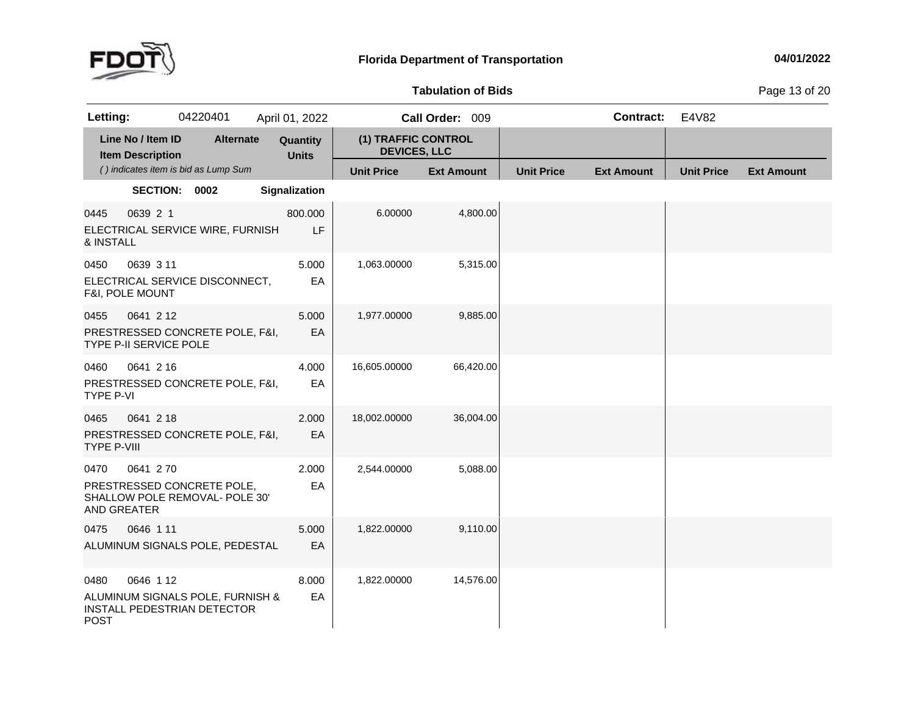# Florida Department of Transportation

## Tabulation of Bids

**Letting:** 04220401 April 01, 2022 **Call Order:** 009 **Contract:** E4V82

| Line No / Item ID<br>Item Description<br>*( ) indicates item is bid as Lump Sum* | Alternate | Quantity<br>Units | (1) TRAFFIC CONTROL DEVICES, LLC<br>Unit Price | <br>Ext Amount | <br>Unit Price | <br>Ext Amount | <br>Unit Price | <br>Ext Amount |
|---|---|---|---|---|---|---|---|---|
| **SECTION: 0002** | | **Signalization** | | | | | | |
| 0445 0639 2 1<br>ELECTRICAL SERVICE WIRE, FURNISH & INSTALL | | 800.000<br>LF | 6.00000 | 4,800.00 | | | | |
| 0450 0639 3 11<br>ELECTRICAL SERVICE DISCONNECT, F&I, POLE MOUNT | | 5.000<br>EA | 1,063.00000 | 5,315.00 | | | | |
| 0455 0641 2 12<br>PRESTRESSED CONCRETE POLE, F&I, TYPE P-II SERVICE POLE | | 5.000<br>EA | 1,977.00000 | 9,885.00 | | | | |
| 0460 0641 2 16<br>PRESTRESSED CONCRETE POLE, F&I, TYPE P-VI | | 4.000<br>EA | 16,605.00000 | 66,420.00 | | | | |
| 0465 0641 2 18<br>PRESTRESSED CONCRETE POLE, F&I, TYPE P-VIII | | 2.000<br>EA | 18,002.00000 | 36,004.00 | | | | |
| 0470 0641 2 70<br>PRESTRESSED CONCRETE POLE, SHALLOW POLE REMOVAL- POLE 30' AND GREATER | | 2.000<br>EA | 2,544.00000 | 5,088.00 | | | | |
| 0475 0646 1 11<br>ALUMINUM SIGNALS POLE, PEDESTAL | | 5.000<br>EA | 1,822.00000 | 9,110.00 | | | | |
| 0480 0646 1 12<br>ALUMINUM SIGNALS POLE, FURNISH & INSTALL PEDESTRIAN DETECTOR POST | | 8.000<br>EA | 1,822.00000 | 14,576.00 | | | | |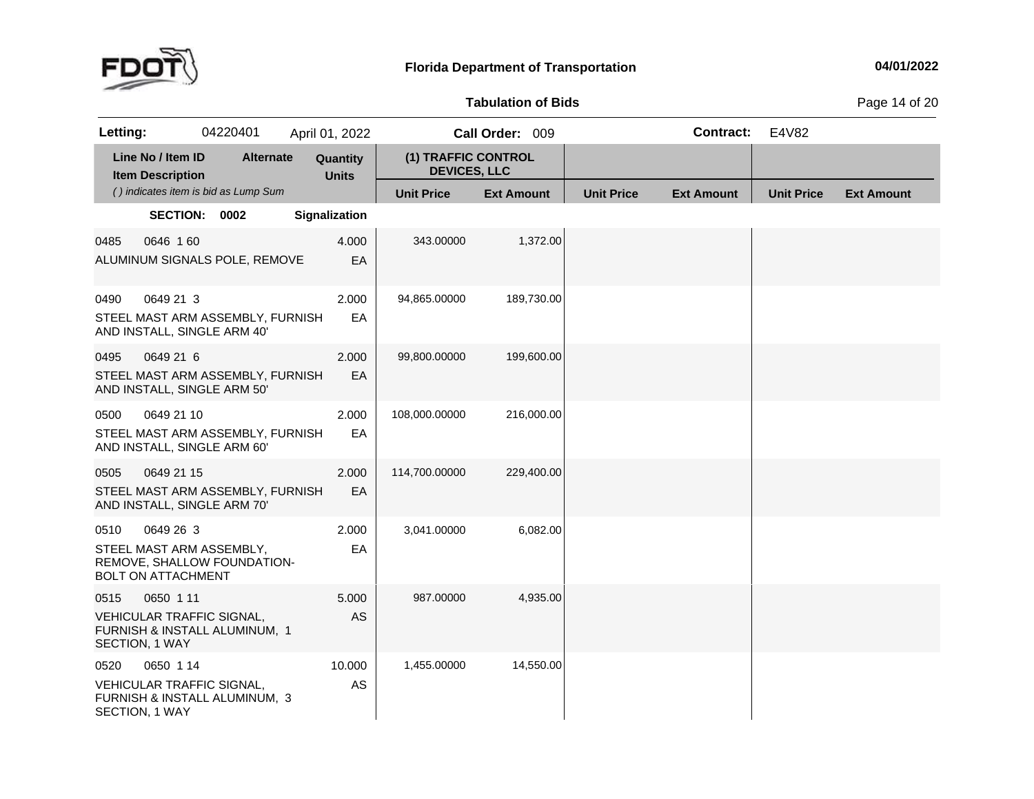**Florida Department of Transportation** **04/01/2022**

**Tabulation of Bids**

| **Letting:** | 04220401 | April 01, 2022 | **Call Order:** 009 | **Contract:** | E4V82 |
|---|---|---|---|---|---|

| **Line No / Item ID** **Item Description** *( ) indicates item is bid as Lump Sum* | **Alternate** | **Quantity** **Units** | **(1) TRAFFIC CONTROL DEVICES, LLC** Unit Price | Ext Amount | Unit Price | Ext Amount | Unit Price | Ext Amount |
|---|---|---|---|---|---|---|---|---|
| **SECTION: 0002** | | **Signalization** | | | | | | |
| 0485 0646 1 60 ALUMINUM SIGNALS POLE, REMOVE | | 4.000 EA | 343.00000 | 1,372.00 | | | | |
| 0490 0649 21 3 STEEL MAST ARM ASSEMBLY, FURNISH AND INSTALL, SINGLE ARM 40' | | 2.000 EA | 94,865.00000 | 189,730.00 | | | | |
| 0495 0649 21 6 STEEL MAST ARM ASSEMBLY, FURNISH AND INSTALL, SINGLE ARM 50' | | 2.000 EA | 99,800.00000 | 199,600.00 | | | | |
| 0500 0649 21 10 STEEL MAST ARM ASSEMBLY, FURNISH AND INSTALL, SINGLE ARM 60' | | 2.000 EA | 108,000.00000 | 216,000.00 | | | | |
| 0505 0649 21 15 STEEL MAST ARM ASSEMBLY, FURNISH AND INSTALL, SINGLE ARM 70' | | 2.000 EA | 114,700.00000 | 229,400.00 | | | | |
| 0510 0649 26 3 STEEL MAST ARM ASSEMBLY, REMOVE, SHALLOW FOUNDATION-BOLT ON ATTACHMENT | | 2.000 EA | 3,041.00000 | 6,082.00 | | | | |
| 0515 0650 1 11 VEHICULAR TRAFFIC SIGNAL, FURNISH & INSTALL ALUMINUM, 1 SECTION, 1 WAY | | 5.000 AS | 987.00000 | 4,935.00 | | | | |
| 0520 0650 1 14 VEHICULAR TRAFFIC SIGNAL, FURNISH & INSTALL ALUMINUM, 3 SECTION, 1 WAY | | 10.000 AS | 1,455.00000 | 14,550.00 | | | | |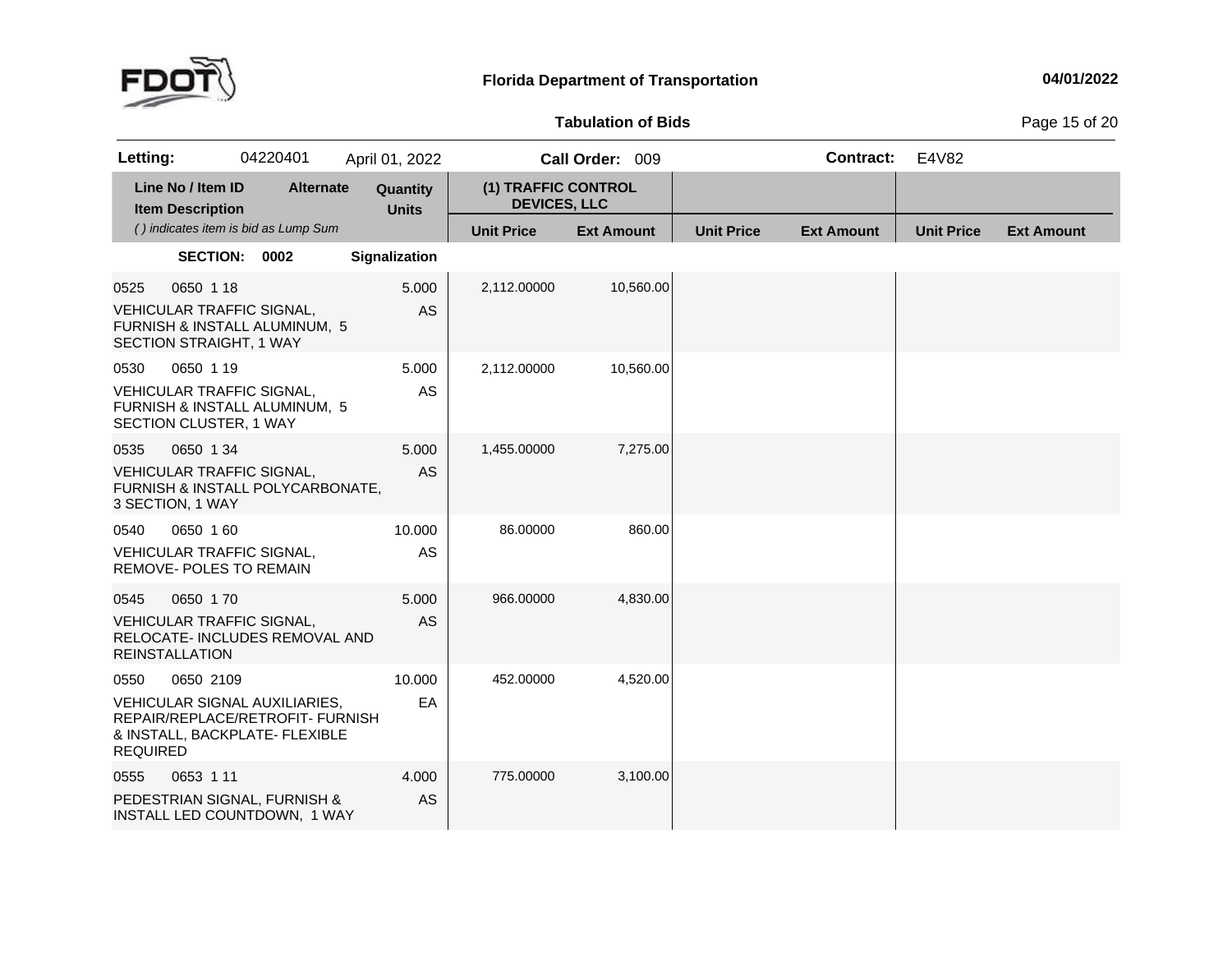**Florida Department of Transportation** — 04/01/2022

**Tabulation of Bids**

| Letting: | 04220401 | April 01, 2022 | Call Order: 009 | Contract: | E4V82 |
|---|---|---|---|---|---|

| Line No / Item ID<br>Item Description<br>*( ) indicates item is bid as Lump Sum* | Alternate | Quantity<br>Units | (1) TRAFFIC CONTROL DEVICES, LLC | | | | | |
|---|---|---|---|---|---|---|---|---|
| | | | Unit Price | Ext Amount | Unit Price | Ext Amount | Unit Price | Ext Amount |
| **SECTION: 0002** | | **Signalization** | | | | | | |
| 0525 0650 1 18<br>VEHICULAR TRAFFIC SIGNAL, FURNISH & INSTALL ALUMINUM, 5 SECTION STRAIGHT, 1 WAY | | 5.000<br>AS | 2,112.00000 | 10,560.00 | | | | |
| 0530 0650 1 19<br>VEHICULAR TRAFFIC SIGNAL, FURNISH & INSTALL ALUMINUM, 5 SECTION CLUSTER, 1 WAY | | 5.000<br>AS | 2,112.00000 | 10,560.00 | | | | |
| 0535 0650 1 34<br>VEHICULAR TRAFFIC SIGNAL, FURNISH & INSTALL POLYCARBONATE, 3 SECTION, 1 WAY | | 5.000<br>AS | 1,455.00000 | 7,275.00 | | | | |
| 0540 0650 1 60<br>VEHICULAR TRAFFIC SIGNAL, REMOVE- POLES TO REMAIN | | 10.000<br>AS | 86.00000 | 860.00 | | | | |
| 0545 0650 1 70<br>VEHICULAR TRAFFIC SIGNAL, RELOCATE- INCLUDES REMOVAL AND REINSTALLATION | | 5.000<br>AS | 966.00000 | 4,830.00 | | | | |
| 0550 0650 2109<br>VEHICULAR SIGNAL AUXILIARIES, REPAIR/REPLACE/RETROFIT- FURNISH & INSTALL, BACKPLATE- FLEXIBLE REQUIRED | | 10.000<br>EA | 452.00000 | 4,520.00 | | | | |
| 0555 0653 1 11<br>PEDESTRIAN SIGNAL, FURNISH & INSTALL LED COUNTDOWN, 1 WAY | | 4.000<br>AS | 775.00000 | 3,100.00 | | | | |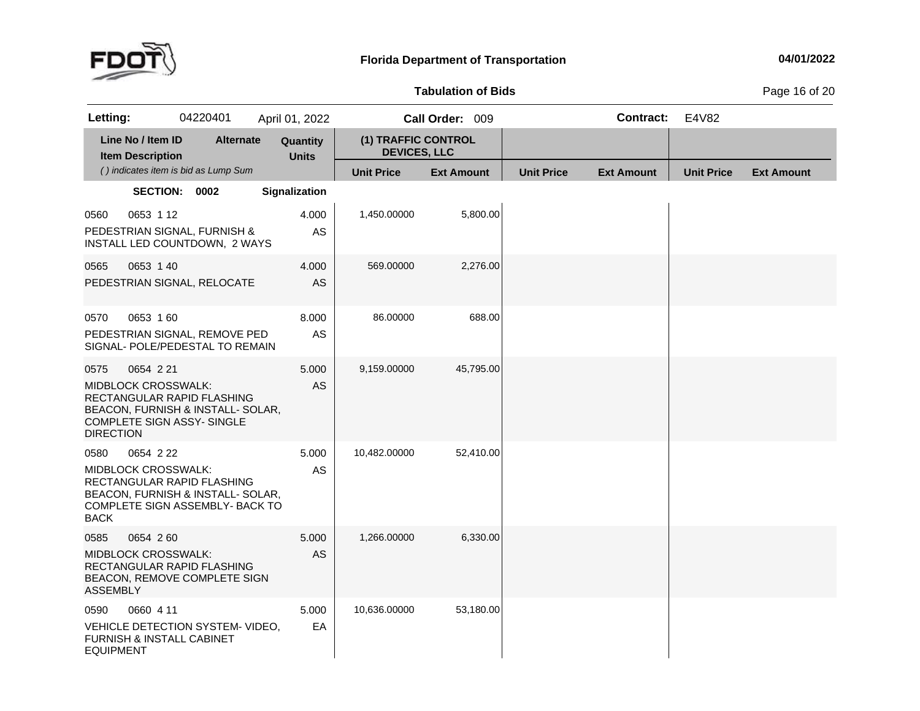**Florida Department of Transportation** | **04/01/2022**

## Tabulation of Bids

**Letting:** 04220401 April 01, 2022 **Call Order:** 009 **Contract:** E4V82

| Line No / Item ID | Alternate | Quantity | (1) TRAFFIC CONTROL DEVICES, LLC | | | | | |
|---|---|---|---|---|---|---|---|---|
| Item Description ( ) indicates item is bid as Lump Sum | | Units | Unit Price | Ext Amount | Unit Price | Ext Amount | Unit Price | Ext Amount |
| **SECTION: 0002** | | **Signalization** | | | | | | |
| 0560 0653 1 12 PEDESTRIAN SIGNAL, FURNISH & INSTALL LED COUNTDOWN, 2 WAYS | | 4.000 AS | 1,450.00000 | 5,800.00 | | | | |
| 0565 0653 1 40 PEDESTRIAN SIGNAL, RELOCATE | | 4.000 AS | 569.00000 | 2,276.00 | | | | |
| 0570 0653 1 60 PEDESTRIAN SIGNAL, REMOVE PED SIGNAL- POLE/PEDESTAL TO REMAIN | | 8.000 AS | 86.00000 | 688.00 | | | | |
| 0575 0654 2 21 MIDBLOCK CROSSWALK: RECTANGULAR RAPID FLASHING BEACON, FURNISH & INSTALL- SOLAR, COMPLETE SIGN ASSY- SINGLE DIRECTION | | 5.000 AS | 9,159.00000 | 45,795.00 | | | | |
| 0580 0654 2 22 MIDBLOCK CROSSWALK: RECTANGULAR RAPID FLASHING BEACON, FURNISH & INSTALL- SOLAR, COMPLETE SIGN ASSEMBLY- BACK TO BACK | | 5.000 AS | 10,482.00000 | 52,410.00 | | | | |
| 0585 0654 2 60 MIDBLOCK CROSSWALK: RECTANGULAR RAPID FLASHING BEACON, REMOVE COMPLETE SIGN ASSEMBLY | | 5.000 AS | 1,266.00000 | 6,330.00 | | | | |
| 0590 0660 4 11 VEHICLE DETECTION SYSTEM- VIDEO, FURNISH & INSTALL CABINET EQUIPMENT | | 5.000 EA | 10,636.00000 | 53,180.00 | | | | |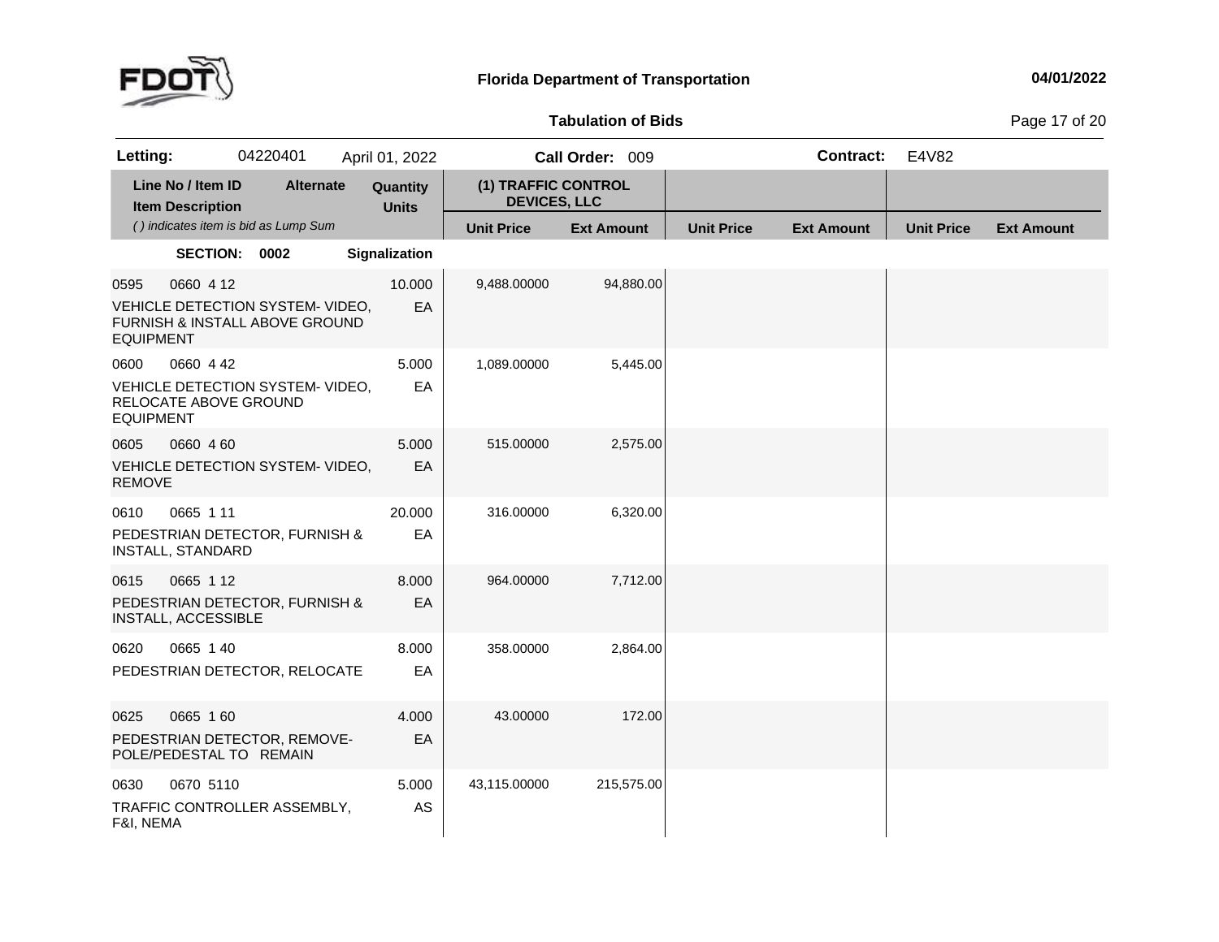# Florida Department of Transportation

04/01/2022

## Tabulation of Bids

| Letting: | 04220401 | April 01, 2022 | Call Order: 009 | Contract: | E4V82 |
|---|---|---|---|---|---|

| Line No / Item ID | Alternate | Quantity | (1) TRAFFIC CONTROL DEVICES, LLC | | | | | |
|---|---|---|---|---|---|---|---|---|
| Item Description | | Units | | | | | | |
| *( ) indicates item is bid as Lump Sum* | | | Unit Price | Ext Amount | Unit Price | Ext Amount | Unit Price | Ext Amount |
| **SECTION: 0002** | | **Signalization** | | | | | | |
| 0595 0660 4 12 | | 10.000 | 9,488.00000 | 94,880.00 | | | | |
| VEHICLE DETECTION SYSTEM- VIDEO, FURNISH & INSTALL ABOVE GROUND EQUIPMENT | | EA | | | | | | |
| 0600 0660 4 42 | | 5.000 | 1,089.00000 | 5,445.00 | | | | |
| VEHICLE DETECTION SYSTEM- VIDEO, RELOCATE ABOVE GROUND EQUIPMENT | | EA | | | | | | |
| 0605 0660 4 60 | | 5.000 | 515.00000 | 2,575.00 | | | | |
| VEHICLE DETECTION SYSTEM- VIDEO, REMOVE | | EA | | | | | | |
| 0610 0665 1 11 | | 20.000 | 316.00000 | 6,320.00 | | | | |
| PEDESTRIAN DETECTOR, FURNISH & INSTALL, STANDARD | | EA | | | | | | |
| 0615 0665 1 12 | | 8.000 | 964.00000 | 7,712.00 | | | | |
| PEDESTRIAN DETECTOR, FURNISH & INSTALL, ACCESSIBLE | | EA | | | | | | |
| 0620 0665 1 40 | | 8.000 | 358.00000 | 2,864.00 | | | | |
| PEDESTRIAN DETECTOR, RELOCATE | | EA | | | | | | |
| 0625 0665 1 60 | | 4.000 | 43.00000 | 172.00 | | | | |
| PEDESTRIAN DETECTOR, REMOVE- POLE/PEDESTAL TO REMAIN | | EA | | | | | | |
| 0630 0670 5110 | | 5.000 | 43,115.00000 | 215,575.00 | | | | |
| TRAFFIC CONTROLLER ASSEMBLY, F&I, NEMA | | AS | | | | | | |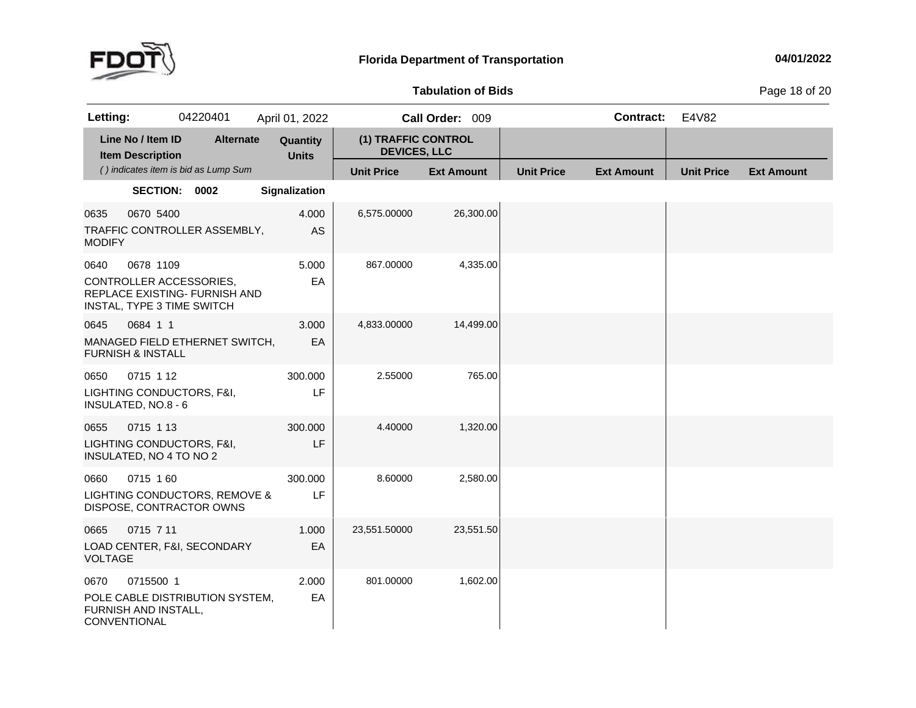**Florida Department of Transportation** — 04/01/2022

**Tabulation of Bids**

**Letting:** 04220401 April 01, 2022 **Call Order:** 009 **Contract:** E4V82

| Line No / Item ID<br>Item Description<br>*( ) indicates item is bid as Lump Sum* | Alternate | Quantity<br>Units | (1) TRAFFIC CONTROL DEVICES, LLC | | | | | |
|---|---|---|---|---|---|---|---|---|
| | | | Unit Price | Ext Amount | Unit Price | Ext Amount | Unit Price | Ext Amount |
| **SECTION: 0002** | | **Signalization** | | | | | | |
| 0635 0670 5400<br>TRAFFIC CONTROLLER ASSEMBLY, MODIFY | | 4.000<br>AS | 6,575.00000 | 26,300.00 | | | | |
| 0640 0678 1109<br>CONTROLLER ACCESSORIES, REPLACE EXISTING- FURNISH AND INSTAL, TYPE 3 TIME SWITCH | | 5.000<br>EA | 867.00000 | 4,335.00 | | | | |
| 0645 0684 1 1<br>MANAGED FIELD ETHERNET SWITCH, FURNISH & INSTALL | | 3.000<br>EA | 4,833.00000 | 14,499.00 | | | | |
| 0650 0715 1 12<br>LIGHTING CONDUCTORS, F&I, INSULATED, NO.8 - 6 | | 300.000<br>LF | 2.55000 | 765.00 | | | | |
| 0655 0715 1 13<br>LIGHTING CONDUCTORS, F&I, INSULATED, NO 4 TO NO 2 | | 300.000<br>LF | 4.40000 | 1,320.00 | | | | |
| 0660 0715 1 60<br>LIGHTING CONDUCTORS, REMOVE & DISPOSE, CONTRACTOR OWNS | | 300.000<br>LF | 8.60000 | 2,580.00 | | | | |
| 0665 0715 7 11<br>LOAD CENTER, F&I, SECONDARY VOLTAGE | | 1.000<br>EA | 23,551.50000 | 23,551.50 | | | | |
| 0670 0715500 1<br>POLE CABLE DISTRIBUTION SYSTEM, FURNISH AND INSTALL, CONVENTIONAL | | 2.000<br>EA | 801.00000 | 1,602.00 | | | | |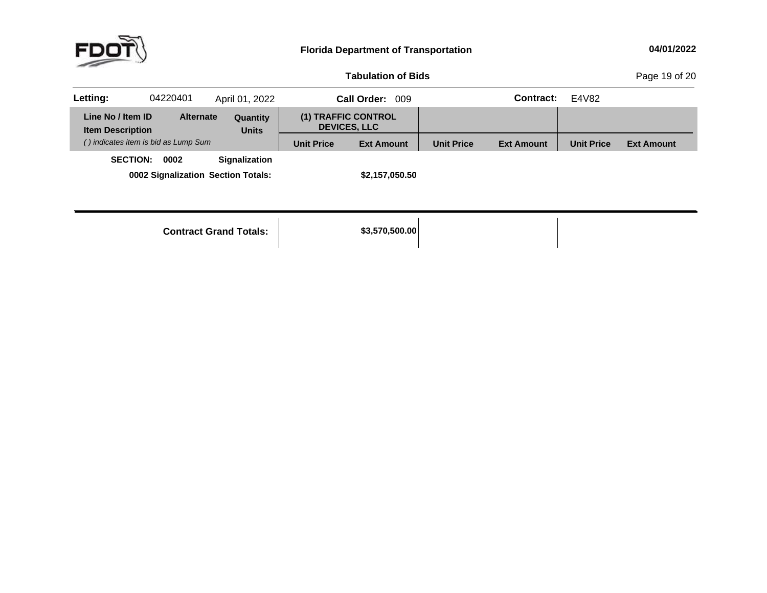**Florida Department of Transportation**

**Tabulation of Bids**

| **Letting:** | 04220401 | April 01, 2022 | **Call Order:** 009 | **Contract:** E4V82 |
|---|---|---|---|---|

| Line No / Item ID<br>Item Description<br>*( ) indicates item is bid as Lump Sum* | Alternate | Quantity<br>Units | (1) TRAFFIC CONTROL DEVICES, LLC | | | | | |
|---|---|---|---|---|---|---|---|---|
| | | | **Unit Price** | **Ext Amount** | **Unit Price** | **Ext Amount** | **Unit Price** | **Ext Amount** |
| **SECTION: 0002** | | **Signalization** | | | | | | |
| **0002 Signalization Section Totals:** | | | | **$2,157,050.50** | | | | |
| **Contract Grand Totals:** | | | | **$3,570,500.00** | | | | |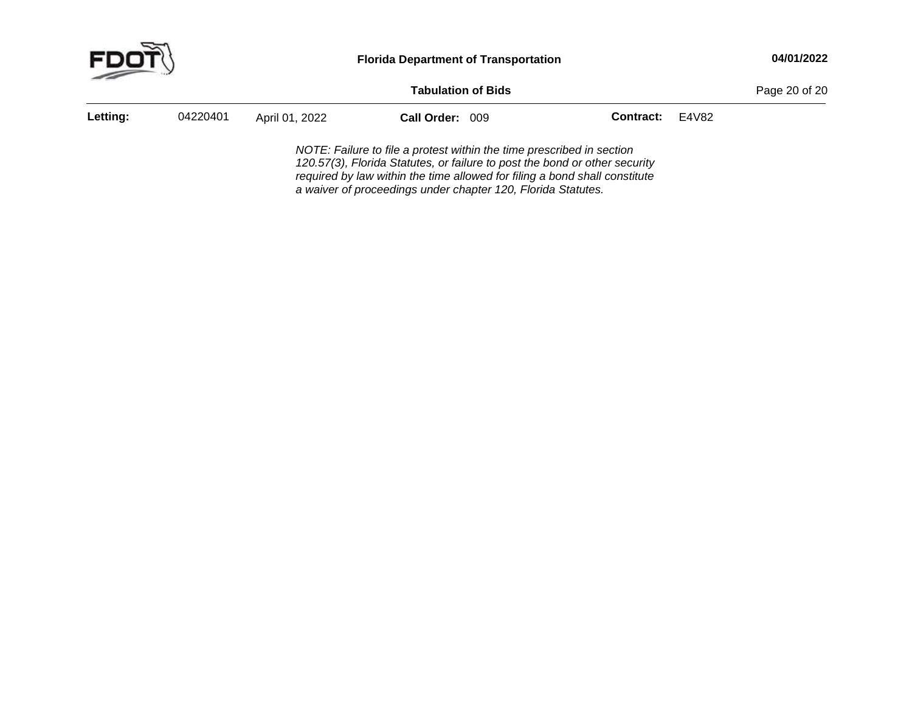Letting: 04220401 April 01, 2022 Call Order: 009 Contract: E4V82

*NOTE: Failure to file a protest within the time prescribed in section 120.57(3), Florida Statutes, or failure to post the bond or other security required by law within the time allowed for filing a bond shall constitute a waiver of proceedings under chapter 120, Florida Statutes.*